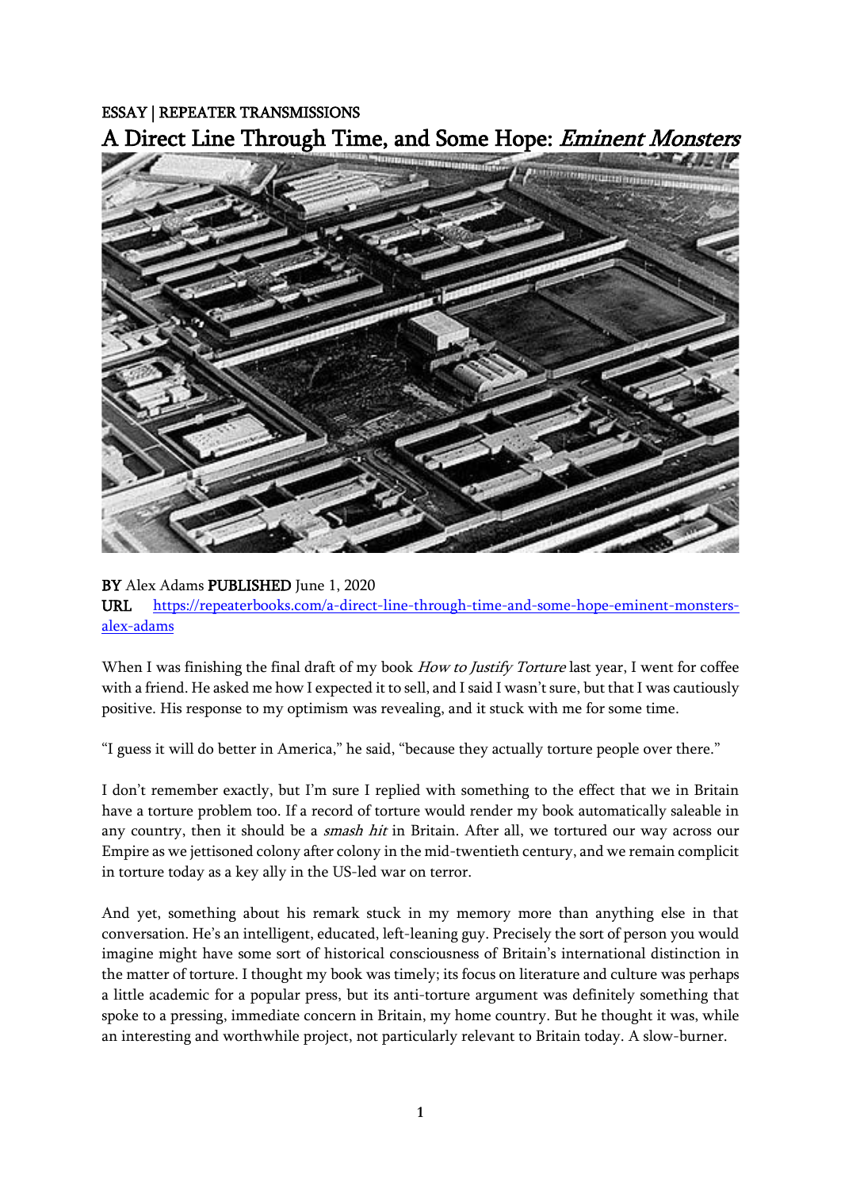ESSAY | REPEATER TRANSMISSIONS

# A Direct Line Through Time, and Some Hope: *Eminent Monsters*

**BY** Alex Adams **PUBLISHED** June 1, 2020
**URL** https://repeaterbooks.com/a-direct-line-through-time-and-some-hope-eminent-monsters-alex-adams

When I was finishing the final draft of my book *How to Justify Torture* last year, I went for coffee with a friend. He asked me how I expected it to sell, and I said I wasn't sure, but that I was cautiously positive. His response to my optimism was revealing, and it stuck with me for some time.

"I guess it will do better in America," he said, "because they actually torture people over there."

I don't remember exactly, but I'm sure I replied with something to the effect that we in Britain have a torture problem too. If a record of torture would render my book automatically saleable in any country, then it should be a *smash hit* in Britain. After all, we tortured our way across our Empire as we jettisoned colony after colony in the mid-twentieth century, and we remain complicit in torture today as a key ally in the US-led war on terror.

And yet, something about his remark stuck in my memory more than anything else in that conversation. He's an intelligent, educated, left-leaning guy. Precisely the sort of person you would imagine might have some sort of historical consciousness of Britain's international distinction in the matter of torture. I thought my book was timely; its focus on literature and culture was perhaps a little academic for a popular press, but its anti-torture argument was definitely something that spoke to a pressing, immediate concern in Britain, my home country. But he thought it was, while an interesting and worthwhile project, not particularly relevant to Britain today. A slow-burner.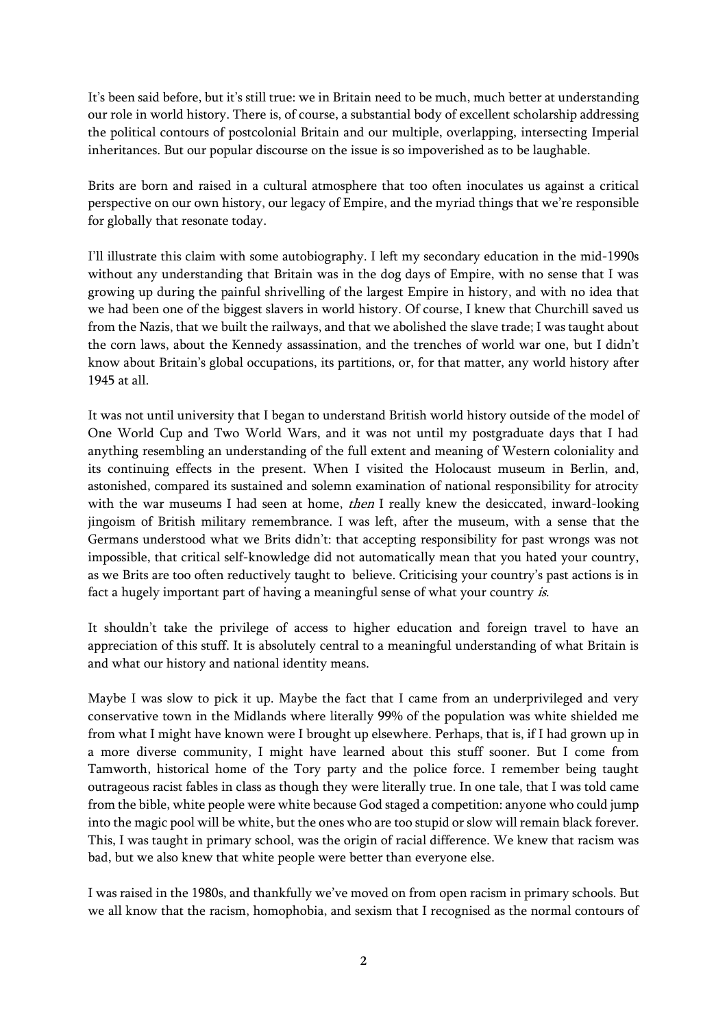It's been said before, but it's still true: we in Britain need to be much, much better at understanding our role in world history. There is, of course, a substantial body of excellent scholarship addressing the political contours of postcolonial Britain and our multiple, overlapping, intersecting Imperial inheritances. But our popular discourse on the issue is so impoverished as to be laughable.

Brits are born and raised in a cultural atmosphere that too often inoculates us against a critical perspective on our own history, our legacy of Empire, and the myriad things that we're responsible for globally that resonate today.

I'll illustrate this claim with some autobiography. I left my secondary education in the mid-1990s without any understanding that Britain was in the dog days of Empire, with no sense that I was growing up during the painful shrivelling of the largest Empire in history, and with no idea that we had been one of the biggest slavers in world history. Of course, I knew that Churchill saved us from the Nazis, that we built the railways, and that we abolished the slave trade; I was taught about the corn laws, about the Kennedy assassination, and the trenches of world war one, but I didn't know about Britain's global occupations, its partitions, or, for that matter, any world history after 1945 at all.

It was not until university that I began to understand British world history outside of the model of One World Cup and Two World Wars, and it was not until my postgraduate days that I had anything resembling an understanding of the full extent and meaning of Western coloniality and its continuing effects in the present. When I visited the Holocaust museum in Berlin, and, astonished, compared its sustained and solemn examination of national responsibility for atrocity with the war museums I had seen at home, *then* I really knew the desiccated, inward-looking jingoism of British military remembrance. I was left, after the museum, with a sense that the Germans understood what we Brits didn't: that accepting responsibility for past wrongs was not impossible, that critical self-knowledge did not automatically mean that you hated your country, as we Brits are too often reductively taught to believe. Criticising your country's past actions is in fact a hugely important part of having a meaningful sense of what your country *is*.

It shouldn't take the privilege of access to higher education and foreign travel to have an appreciation of this stuff. It is absolutely central to a meaningful understanding of what Britain is and what our history and national identity means.

Maybe I was slow to pick it up. Maybe the fact that I came from an underprivileged and very conservative town in the Midlands where literally 99% of the population was white shielded me from what I might have known were I brought up elsewhere. Perhaps, that is, if I had grown up in a more diverse community, I might have learned about this stuff sooner. But I come from Tamworth, historical home of the Tory party and the police force. I remember being taught outrageous racist fables in class as though they were literally true. In one tale, that I was told came from the bible, white people were white because God staged a competition: anyone who could jump into the magic pool will be white, but the ones who are too stupid or slow will remain black forever. This, I was taught in primary school, was the origin of racial difference. We knew that racism was bad, but we also knew that white people were better than everyone else.

I was raised in the 1980s, and thankfully we've moved on from open racism in primary schools. But we all know that the racism, homophobia, and sexism that I recognised as the normal contours of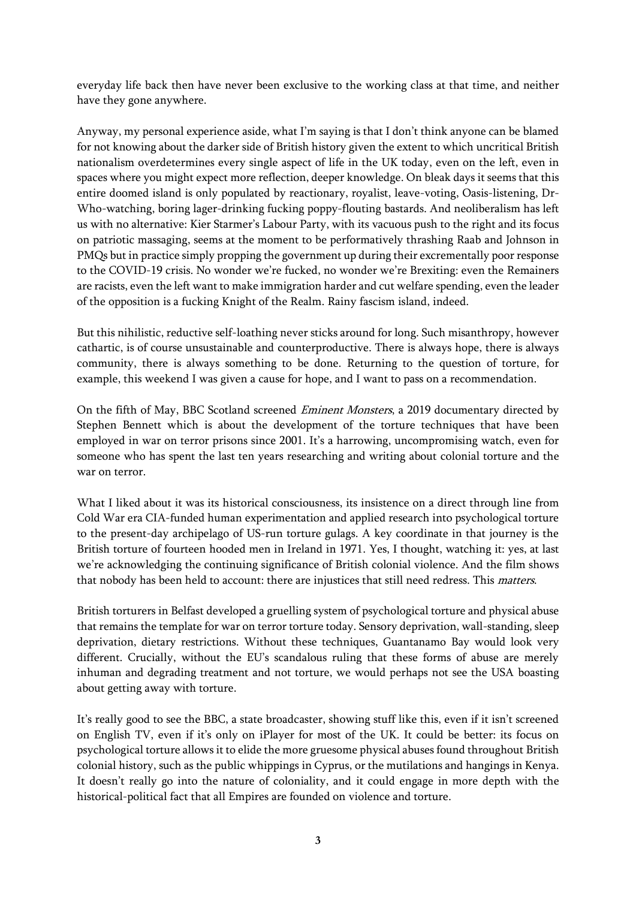everyday life back then have never been exclusive to the working class at that time, and neither have they gone anywhere.

Anyway, my personal experience aside, what I'm saying is that I don't think anyone can be blamed for not knowing about the darker side of British history given the extent to which uncritical British nationalism overdetermines every single aspect of life in the UK today, even on the left, even in spaces where you might expect more reflection, deeper knowledge. On bleak days it seems that this entire doomed island is only populated by reactionary, royalist, leave-voting, Oasis-listening, Dr-Who-watching, boring lager-drinking fucking poppy-flouting bastards. And neoliberalism has left us with no alternative: Kier Starmer's Labour Party, with its vacuous push to the right and its focus on patriotic massaging, seems at the moment to be performatively thrashing Raab and Johnson in PMQs but in practice simply propping the government up during their excrementally poor response to the COVID-19 crisis. No wonder we're fucked, no wonder we're Brexiting: even the Remainers are racists, even the left want to make immigration harder and cut welfare spending, even the leader of the opposition is a fucking Knight of the Realm. Rainy fascism island, indeed.

But this nihilistic, reductive self-loathing never sticks around for long. Such misanthropy, however cathartic, is of course unsustainable and counterproductive. There is always hope, there is always community, there is always something to be done. Returning to the question of torture, for example, this weekend I was given a cause for hope, and I want to pass on a recommendation.

On the fifth of May, BBC Scotland screened *Eminent Monsters*, a 2019 documentary directed by Stephen Bennett which is about the development of the torture techniques that have been employed in war on terror prisons since 2001. It's a harrowing, uncompromising watch, even for someone who has spent the last ten years researching and writing about colonial torture and the war on terror.

What I liked about it was its historical consciousness, its insistence on a direct through line from Cold War era CIA-funded human experimentation and applied research into psychological torture to the present-day archipelago of US-run torture gulags. A key coordinate in that journey is the British torture of fourteen hooded men in Ireland in 1971. Yes, I thought, watching it: yes, at last we're acknowledging the continuing significance of British colonial violence. And the film shows that nobody has been held to account: there are injustices that still need redress. This *matters*.

British torturers in Belfast developed a gruelling system of psychological torture and physical abuse that remains the template for war on terror torture today. Sensory deprivation, wall-standing, sleep deprivation, dietary restrictions. Without these techniques, Guantanamo Bay would look very different. Crucially, without the EU's scandalous ruling that these forms of abuse are merely inhuman and degrading treatment and not torture, we would perhaps not see the USA boasting about getting away with torture.

It's really good to see the BBC, a state broadcaster, showing stuff like this, even if it isn't screened on English TV, even if it's only on iPlayer for most of the UK. It could be better: its focus on psychological torture allows it to elide the more gruesome physical abuses found throughout British colonial history, such as the public whippings in Cyprus, or the mutilations and hangings in Kenya. It doesn't really go into the nature of coloniality, and it could engage in more depth with the historical-political fact that all Empires are founded on violence and torture.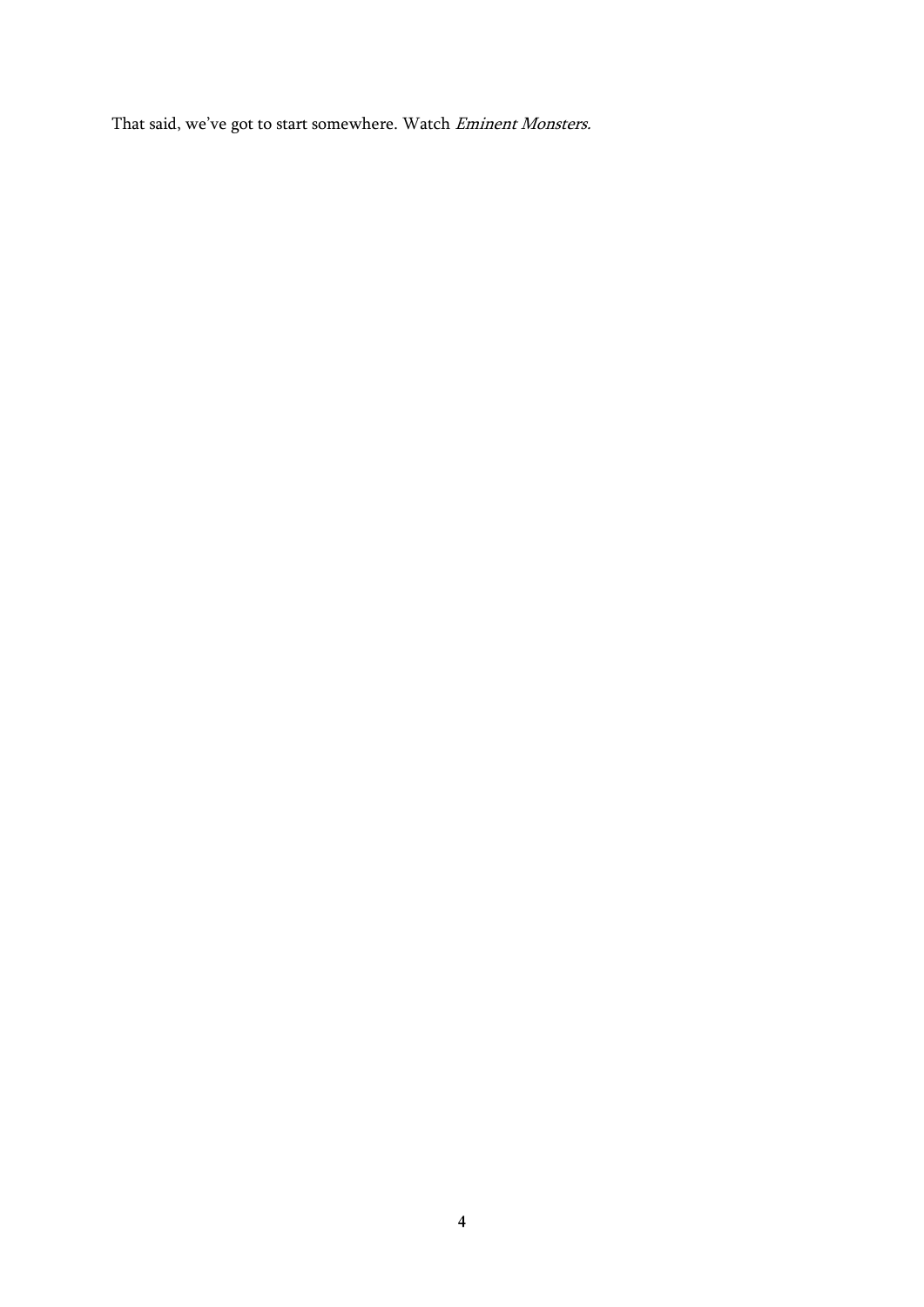That said, we've got to start somewhere. Watch *Eminent Monsters.*